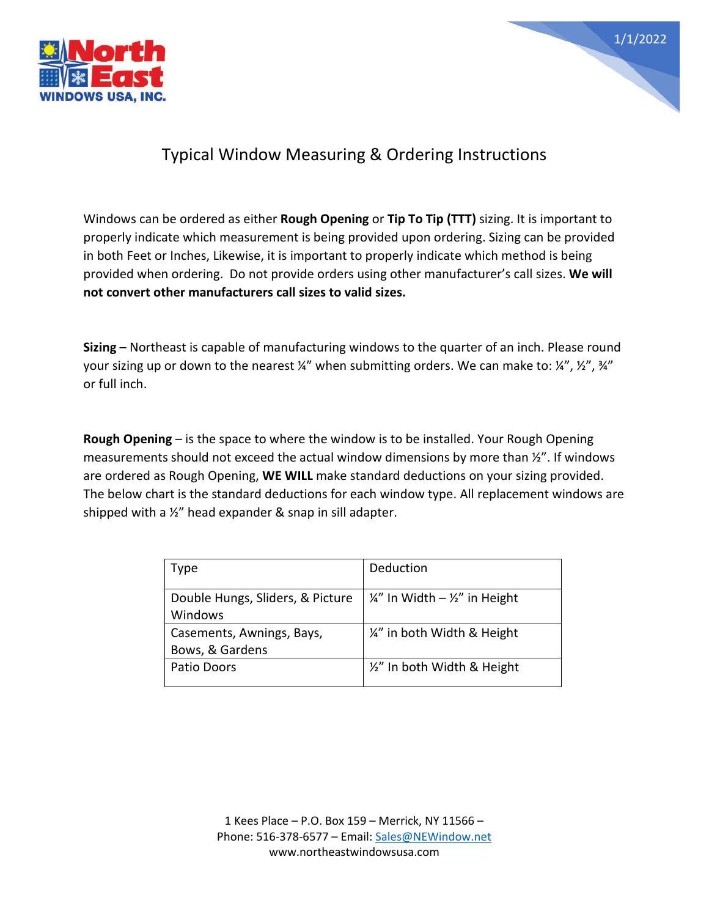# Typical Window Measuring & Ordering Instructions

Windows can be ordered as either **Rough Opening** or **Tip To Tip (TTT)** sizing. It is important to properly indicate which measurement is being provided upon ordering. Sizing can be provided in both Feet or Inches, Likewise, it is important to properly indicate which method is being provided when ordering. Do not provide orders using other manufacturer's call sizes. **We will not convert other manufacturers call sizes to valid sizes.**

**Sizing** – Northeast is capable of manufacturing windows to the quarter of an inch. Please round your sizing up or down to the nearest ¼" when submitting orders. We can make to: ¼", ½", ¾" or full inch.

**Rough Opening** – is the space to where the window is to be installed. Your Rough Opening measurements should not exceed the actual window dimensions by more than ½". If windows are ordered as Rough Opening, **WE WILL** make standard deductions on your sizing provided. The below chart is the standard deductions for each window type. All replacement windows are shipped with a ½" head expander & snap in sill adapter.

| Type | Deduction |
|---|---|
| Double Hungs, Sliders, & Picture Windows | ¼" In Width – ½" in Height |
| Casements, Awnings, Bays, Bows, & Gardens | ¼" in both Width & Height |
| Patio Doors | ½" In both Width & Height |

1 Kees Place – P.O. Box 159 – Merrick, NY 11566 –
Phone: 516-378-6577 – Email: Sales@NEWindow.net
www.northeastwindowsusa.com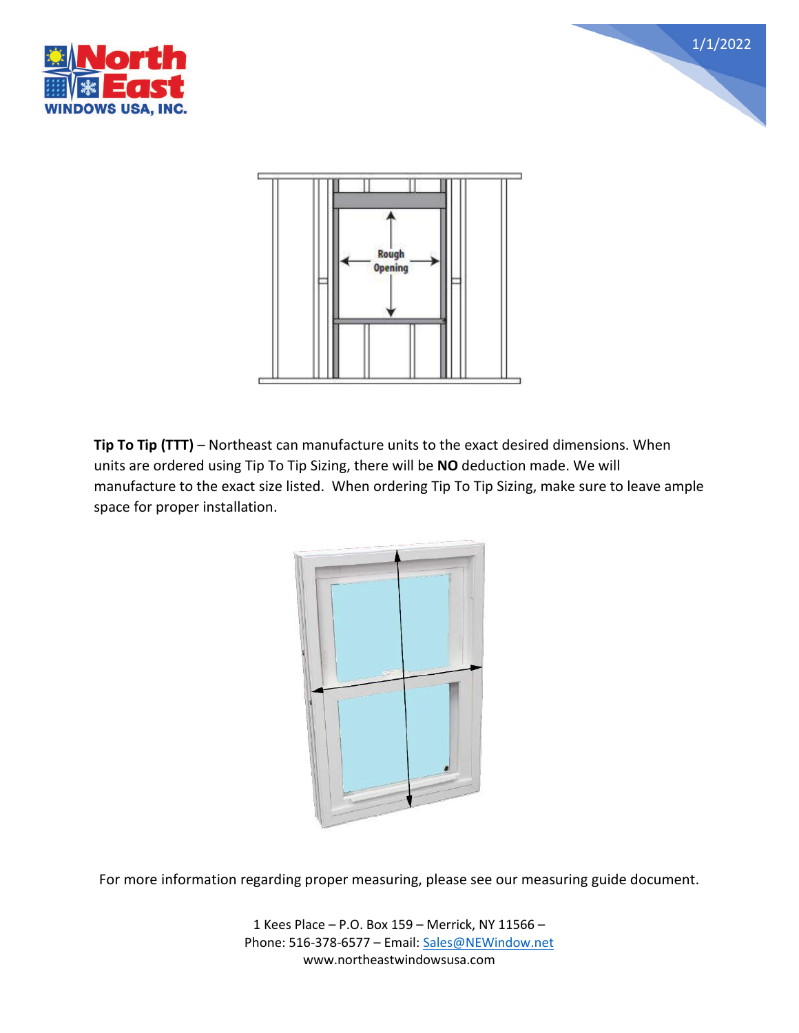**Tip To Tip (TTT)** – Northeast can manufacture units to the exact desired dimensions. When units are ordered using Tip To Tip Sizing, there will be **NO** deduction made. We will manufacture to the exact size listed. When ordering Tip To Tip Sizing, make sure to leave ample space for proper installation.

For more information regarding proper measuring, please see our measuring guide document.

1 Kees Place – P.O. Box 159 – Merrick, NY 11566 –
Phone: 516-378-6577 – Email: [Sales@NEWindow.net](mailto:Sales@NEWindow.net)
www.northeastwindowsusa.com